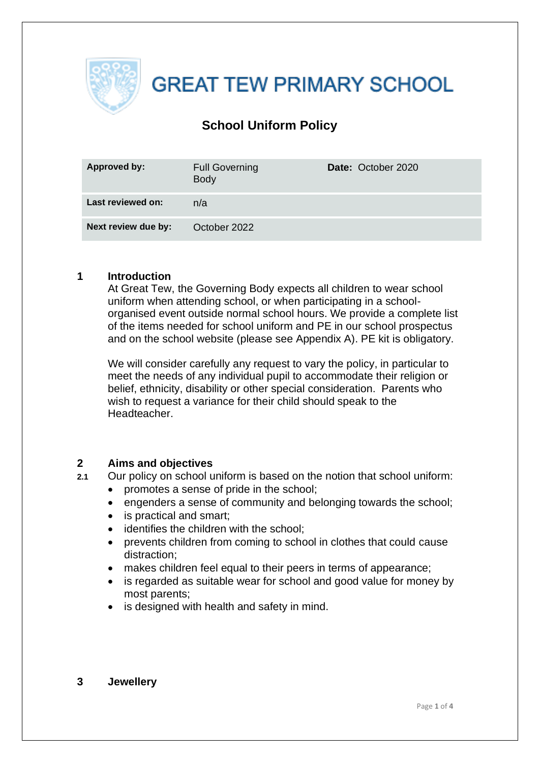# GREAT TEW PRIMARY SCHOOL

## School Uniform Policy

| **Approved by:** | Full Governing Body | **Date:** October 2020 |
|---|---|---|
| **Last reviewed on:** | n/a | |
| **Next review due by:** | October 2022 | |

### 1 Introduction

At Great Tew, the Governing Body expects all children to wear school uniform when attending school, or when participating in a school-organised event outside normal school hours. We provide a complete list of the items needed for school uniform and PE in our school prospectus and on the school website (please see Appendix A). PE kit is obligatory.

We will consider carefully any request to vary the policy, in particular to meet the needs of any individual pupil to accommodate their religion or belief, ethnicity, disability or other special consideration. Parents who wish to request a variance for their child should speak to the Headteacher.

### 2 Aims and objectives

**2.1** Our policy on school uniform is based on the notion that school uniform:

- promotes a sense of pride in the school;
- engenders a sense of community and belonging towards the school;
- is practical and smart;
- identifies the children with the school;
- prevents children from coming to school in clothes that could cause distraction;
- makes children feel equal to their peers in terms of appearance;
- is regarded as suitable wear for school and good value for money by most parents;
- is designed with health and safety in mind.

### 3 Jewellery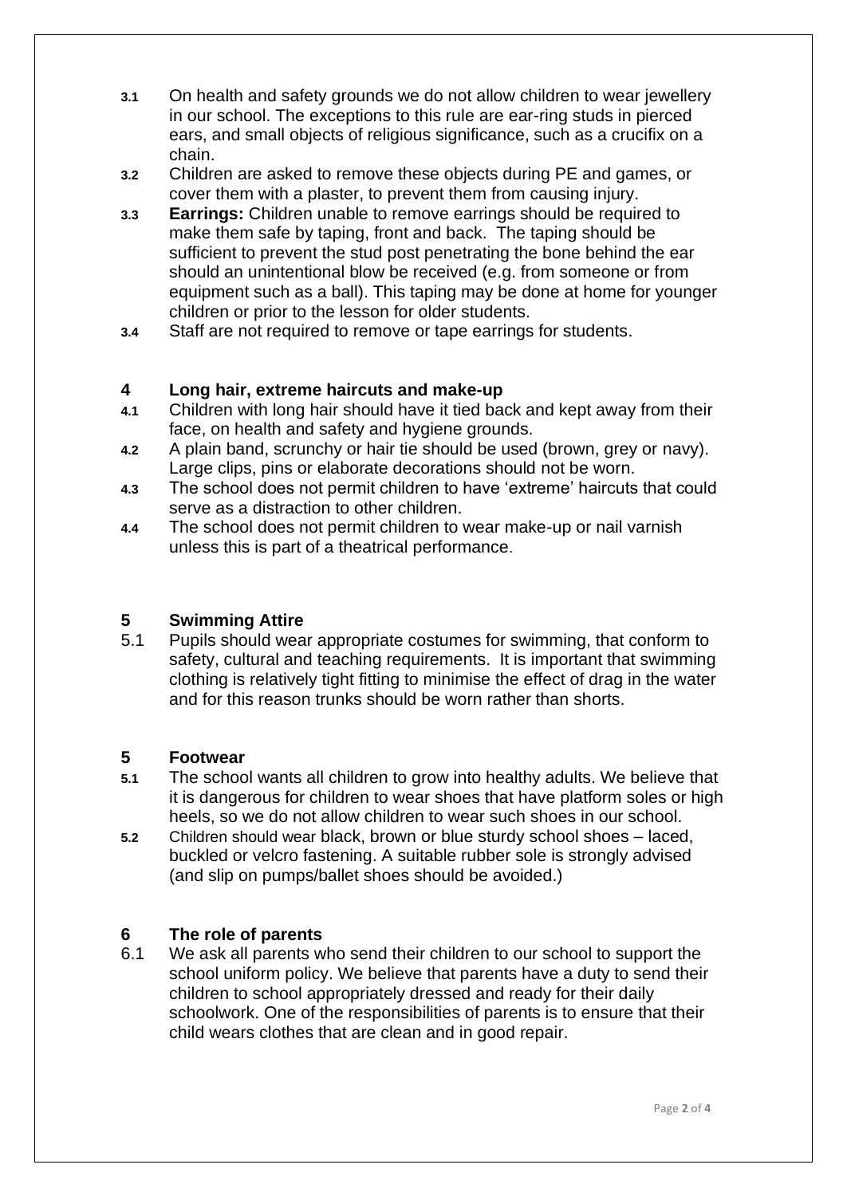**3.1** On health and safety grounds we do not allow children to wear jewellery in our school. The exceptions to this rule are ear-ring studs in pierced ears, and small objects of religious significance, such as a crucifix on a chain.

**3.2** Children are asked to remove these objects during PE and games, or cover them with a plaster, to prevent them from causing injury.

**3.3** **Earrings:** Children unable to remove earrings should be required to make them safe by taping, front and back. The taping should be sufficient to prevent the stud post penetrating the bone behind the ear should an unintentional blow be received (e.g. from someone or from equipment such as a ball). This taping may be done at home for younger children or prior to the lesson for older students.

**3.4** Staff are not required to remove or tape earrings for students.

## 4 Long hair, extreme haircuts and make-up

**4.1** Children with long hair should have it tied back and kept away from their face, on health and safety and hygiene grounds.

**4.2** A plain band, scrunchy or hair tie should be used (brown, grey or navy). Large clips, pins or elaborate decorations should not be worn.

**4.3** The school does not permit children to have 'extreme' haircuts that could serve as a distraction to other children.

**4.4** The school does not permit children to wear make-up or nail varnish unless this is part of a theatrical performance.

## 5 Swimming Attire

5.1 Pupils should wear appropriate costumes for swimming, that conform to safety, cultural and teaching requirements. It is important that swimming clothing is relatively tight fitting to minimise the effect of drag in the water and for this reason trunks should be worn rather than shorts.

## 5 Footwear

**5.1** The school wants all children to grow into healthy adults. We believe that it is dangerous for children to wear shoes that have platform soles or high heels, so we do not allow children to wear such shoes in our school.

**5.2** Children should wear black, brown or blue sturdy school shoes – laced, buckled or velcro fastening. A suitable rubber sole is strongly advised (and slip on pumps/ballet shoes should be avoided.)

## 6 The role of parents

6.1 We ask all parents who send their children to our school to support the school uniform policy. We believe that parents have a duty to send their children to school appropriately dressed and ready for their daily schoolwork. One of the responsibilities of parents is to ensure that their child wears clothes that are clean and in good repair.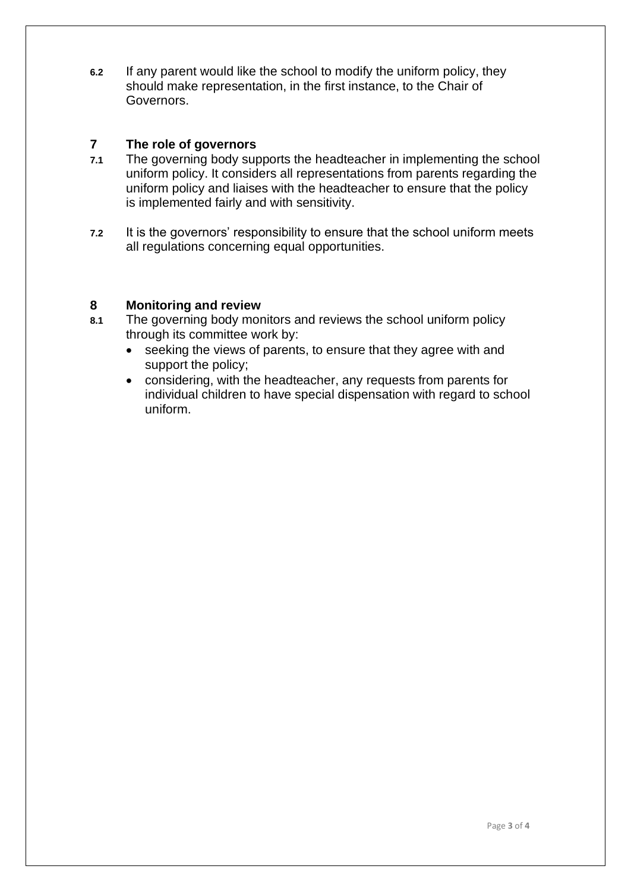**6.2** If any parent would like the school to modify the uniform policy, they should make representation, in the first instance, to the Chair of Governors.

## 7 The role of governors

**7.1** The governing body supports the headteacher in implementing the school uniform policy. It considers all representations from parents regarding the uniform policy and liaises with the headteacher to ensure that the policy is implemented fairly and with sensitivity.

**7.2** It is the governors' responsibility to ensure that the school uniform meets all regulations concerning equal opportunities.

## 8 Monitoring and review

**8.1** The governing body monitors and reviews the school uniform policy through its committee work by:

- seeking the views of parents, to ensure that they agree with and support the policy;
- considering, with the headteacher, any requests from parents for individual children to have special dispensation with regard to school uniform.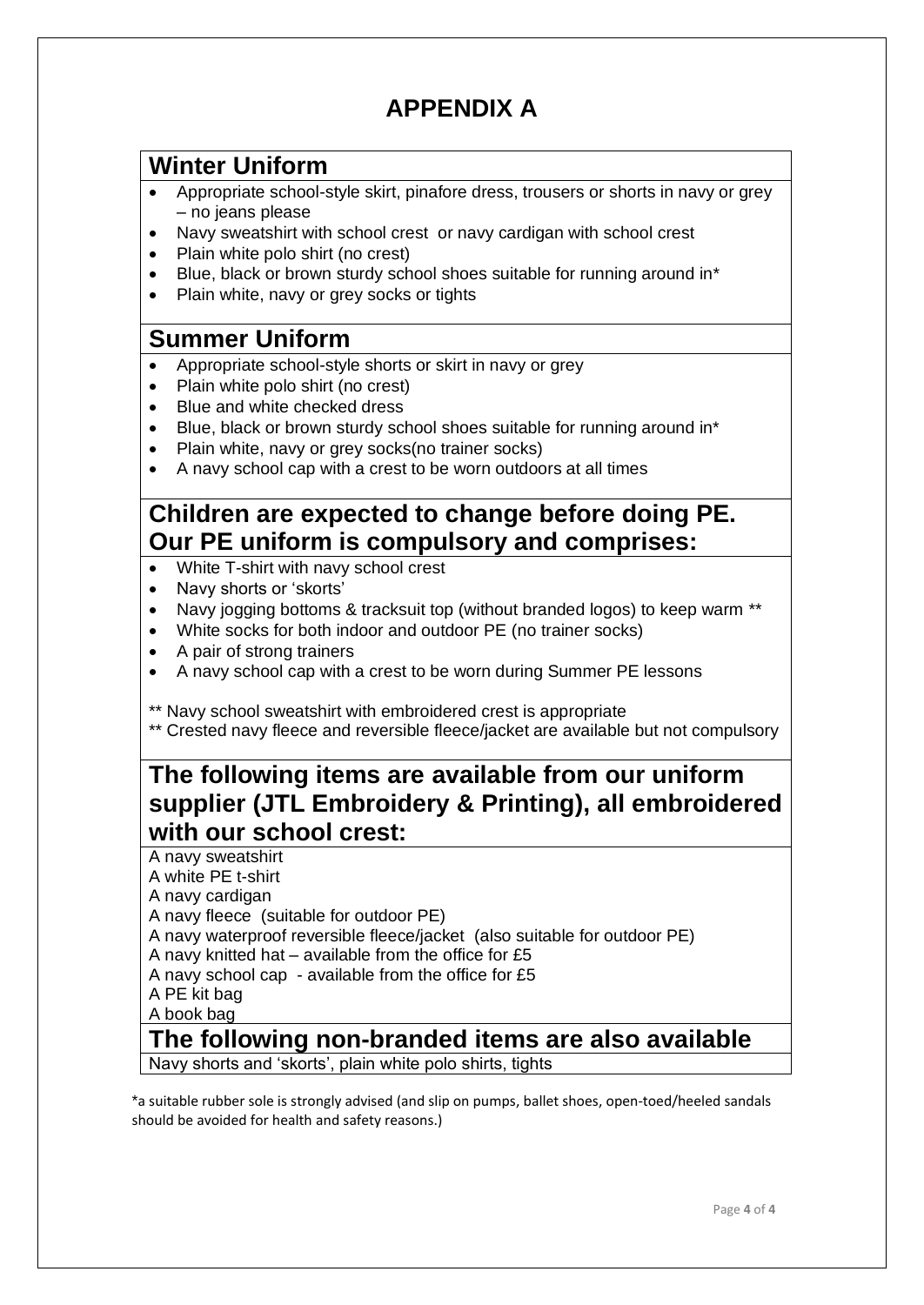# APPENDIX A

## Winter Uniform

- Appropriate school-style skirt, pinafore dress, trousers or shorts in navy or grey – no jeans please
- Navy sweatshirt with school crest or navy cardigan with school crest
- Plain white polo shirt (no crest)
- Blue, black or brown sturdy school shoes suitable for running around in*
- Plain white, navy or grey socks or tights

## Summer Uniform

- Appropriate school-style shorts or skirt in navy or grey
- Plain white polo shirt (no crest)
- Blue and white checked dress
- Blue, black or brown sturdy school shoes suitable for running around in*
- Plain white, navy or grey socks(no trainer socks)
- A navy school cap with a crest to be worn outdoors at all times

## Children are expected to change before doing PE. Our PE uniform is compulsory and comprises:

- White T-shirt with navy school crest
- Navy shorts or 'skorts'
- Navy jogging bottoms & tracksuit top (without branded logos) to keep warm **
- White socks for both indoor and outdoor PE (no trainer socks)
- A pair of strong trainers
- A navy school cap with a crest to be worn during Summer PE lessons

** Navy school sweatshirt with embroidered crest is appropriate
** Crested navy fleece and reversible fleece/jacket are available but not compulsory

## The following items are available from our uniform supplier (JTL Embroidery & Printing), all embroidered with our school crest:

A navy sweatshirt
A white PE t-shirt
A navy cardigan
A navy fleece (suitable for outdoor PE)
A navy waterproof reversible fleece/jacket (also suitable for outdoor PE)
A navy knitted hat – available from the office for £5
A navy school cap - available from the office for £5
A PE kit bag
A book bag

## The following non-branded items are also available

Navy shorts and 'skorts', plain white polo shirts, tights

*a suitable rubber sole is strongly advised (and slip on pumps, ballet shoes, open-toed/heeled sandals should be avoided for health and safety reasons.)